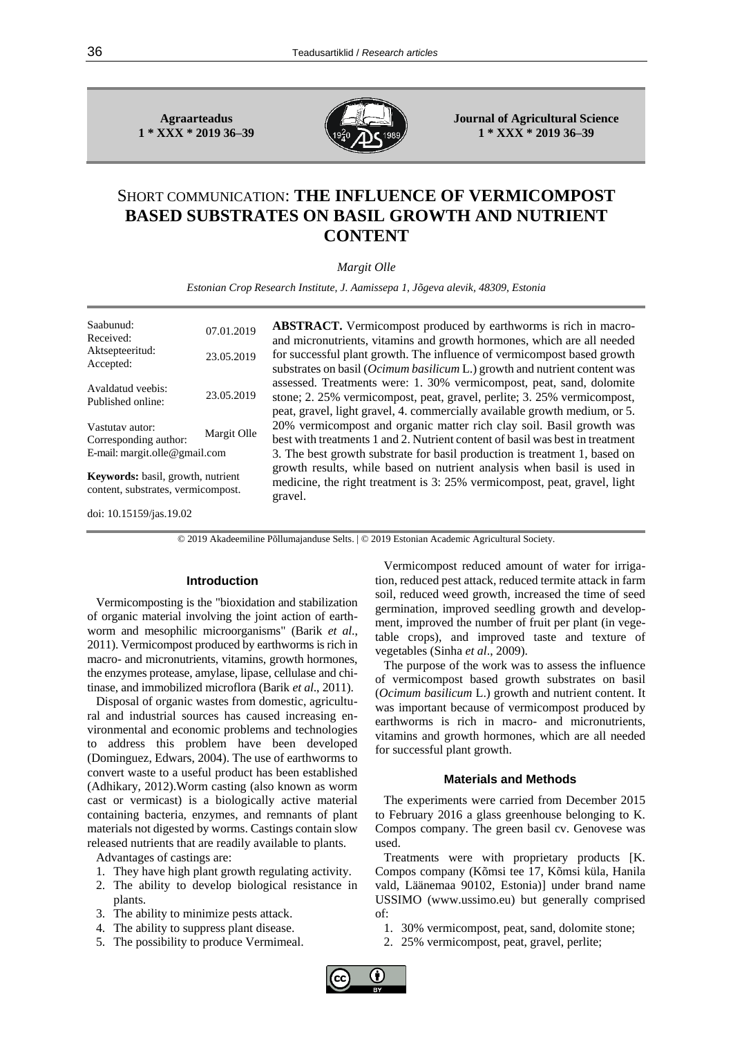# SHORT COMMUNICATION: THE INFLUENCE OF VERMICOMPOST BASED SUBSTRATES ON BASIL GROWTH AND NUTRIENT CONTENT

*Margit Olle*

*Estonian Crop Research Institute, J. Aamissepa 1, Jõgeva alevik, 48309, Estonia*

| | |
|---|---|
| Saabunud: Received: | 07.01.2019 |
| Aktsepteeritud: Accepted: | 23.05.2019 |
| Avaldatud veebis: Published online: | 23.05.2019 |
| Vastutav autor: Corresponding author: | Margit Olle |
| E-mail: margit.olle@gmail.com | |

**Keywords:** basil, growth, nutrient content, substrates, vermicompost.

doi: 10.15159/jas.19.02

**ABSTRACT.** Vermicompost produced by earthworms is rich in macro- and micronutrients, vitamins and growth hormones, which are all needed for successful plant growth. The influence of vermicompost based growth substrates on basil (*Ocimum basilicum* L.) growth and nutrient content was assessed. Treatments were: 1. 30% vermicompost, peat, sand, dolomite stone; 2. 25% vermicompost, peat, gravel, perlite; 3. 25% vermicompost, peat, gravel, light gravel, 4. commercially available growth medium, or 5. 20% vermicompost and organic matter rich clay soil. Basil growth was best with treatments 1 and 2. Nutrient content of basil was best in treatment 3. The best growth substrate for basil production is treatment 1, based on growth results, while based on nutrient analysis when basil is used in medicine, the right treatment is 3: 25% vermicompost, peat, gravel, light gravel.

© 2019 Akadeemiline Põllumajanduse Selts. | © 2019 Estonian Academic Agricultural Society.

## Introduction

Vermicomposting is the "bioxidation and stabilization of organic material involving the joint action of earthworm and mesophilic microorganisms" (Barik *et al*., 2011). Vermicompost produced by earthworms is rich in macro- and micronutrients, vitamins, growth hormones, the enzymes protease, amylase, lipase, cellulase and chitinase, and immobilized microflora (Barik *et al*., 2011).

Disposal of organic wastes from domestic, agricultural and industrial sources has caused increasing environmental and economic problems and technologies to address this problem have been developed (Dominguez, Edwars, 2004). The use of earthworms to convert waste to a useful product has been established (Adhikary, 2012).Worm casting (also known as worm cast or vermicast) is a biologically active material containing bacteria, enzymes, and remnants of plant materials not digested by worms. Castings contain slow released nutrients that are readily available to plants.

Advantages of castings are:

1. They have high plant growth regulating activity.
2. The ability to develop biological resistance in plants.
3. The ability to minimize pests attack.
4. The ability to suppress plant disease.
5. The possibility to produce Vermimeal.

Vermicompost reduced amount of water for irrigation, reduced pest attack, reduced termite attack in farm soil, reduced weed growth, increased the time of seed germination, improved seedling growth and development, improved the number of fruit per plant (in vegetable crops), and improved taste and texture of vegetables (Sinha *et al*., 2009).

The purpose of the work was to assess the influence of vermicompost based growth substrates on basil (*Ocimum basilicum* L.) growth and nutrient content. It was important because of vermicompost produced by earthworms is rich in macro- and micronutrients, vitamins and growth hormones, which are all needed for successful plant growth.

## Materials and Methods

The experiments were carried from December 2015 to February 2016 a glass greenhouse belonging to K. Compos company. The green basil cv. Genovese was used.

Treatments were with proprietary products [K. Compos company (Kõmsi tee 17, Kõmsi küla, Hanila vald, Läänemaa 90102, Estonia)] under brand name USSIMO (www.ussimo.eu) but generally comprised of:

1. 30% vermicompost, peat, sand, dolomite stone;
2. 25% vermicompost, peat, gravel, perlite;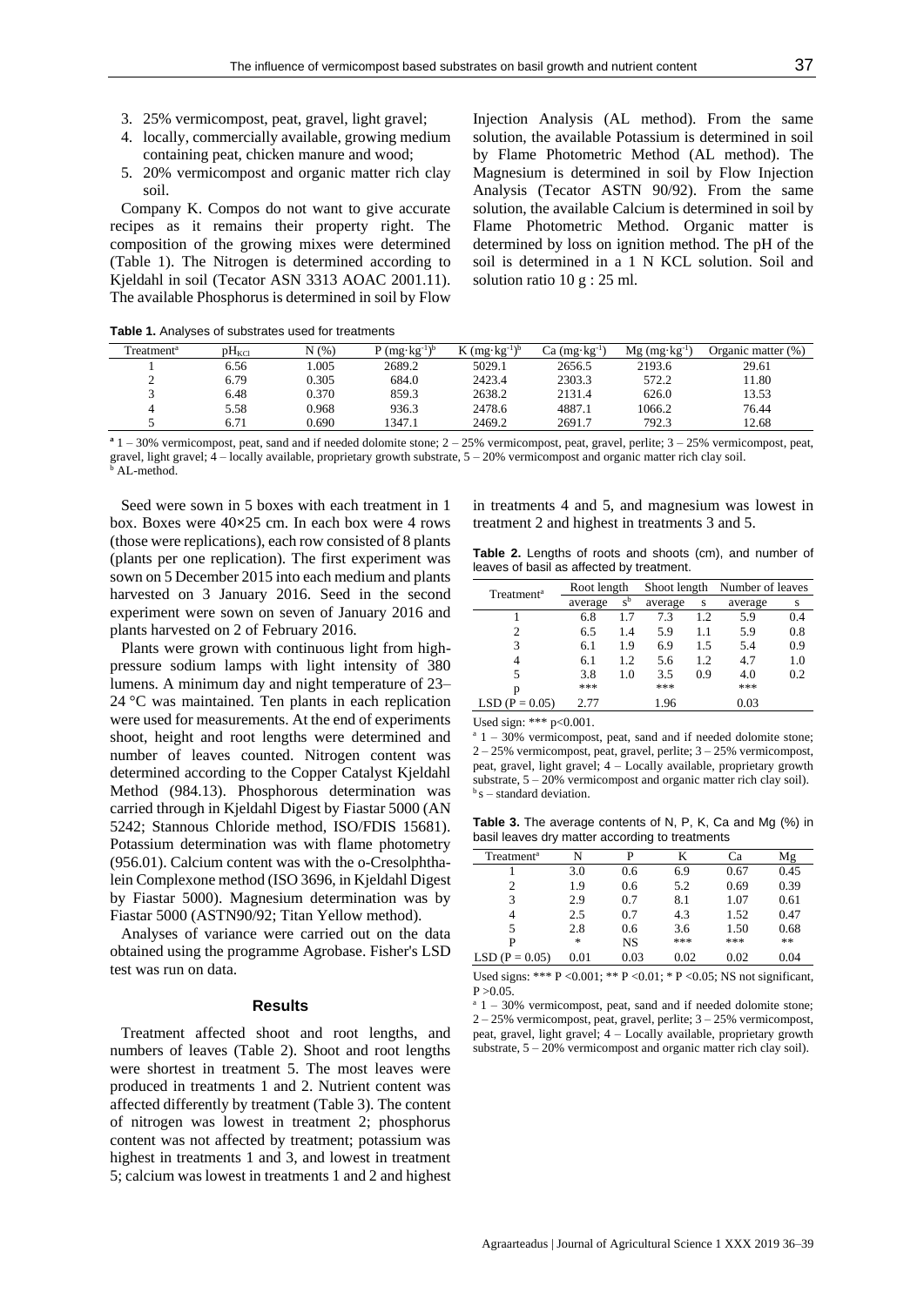3. 25% vermicompost, peat, gravel, light gravel;
4. locally, commercially available, growing medium containing peat, chicken manure and wood;
5. 20% vermicompost and organic matter rich clay soil.

Company K. Compos do not want to give accurate recipes as it remains their property right. The composition of the growing mixes were determined (Table 1). The Nitrogen is determined according to Kjeldahl in soil (Tecator ASN 3313 AOAC 2001.11). The available Phosphorus is determined in soil by Flow Injection Analysis (AL method). From the same solution, the available Potassium is determined in soil by Flame Photometric Method (AL method). The Magnesium is determined in soil by Flow Injection Analysis (Tecator ASTN 90/92). From the same solution, the available Calcium is determined in soil by Flame Photometric Method. Organic matter is determined by loss on ignition method. The pH of the soil is determined in a 1 N KCL solution. Soil and solution ratio 10 g : 25 ml.

**Table 1.** Analyses of substrates used for treatments

| Treatment[a] | $pH_{KCl}$ | N (%) | P ($mg \cdot kg^{-1}$)[b] | K ($mg \cdot kg^{-1}$)[b] | Ca ($mg \cdot kg^{-1}$) | Mg ($mg \cdot kg^{-1}$) | Organic matter (%) |
|---|---|---|---|---|---|---|---|
| 1 | 6.56 | 1.005 | 2689.2 | 5029.1 | 2656.5 | 2193.6 | 29.61 |
| 2 | 6.79 | 0.305 | 684.0 | 2423.4 | 2303.3 | 572.2 | 11.80 |
| 3 | 6.48 | 0.370 | 859.3 | 2638.2 | 2131.4 | 626.0 | 13.53 |
| 4 | 5.58 | 0.968 | 936.3 | 2478.6 | 4887.1 | 1066.2 | 76.44 |
| 5 | 6.71 | 0.690 | 1347.1 | 2469.2 | 2691.7 | 792.3 | 12.68 |

[a] 1 – 30% vermicompost, peat, sand and if needed dolomite stone; 2 – 25% vermicompost, peat, gravel, perlite; 3 – 25% vermicompost, peat, gravel, light gravel; 4 – locally available, proprietary growth substrate, 5 – 20% vermicompost and organic matter rich clay soil.
[b] AL-method.

Seed were sown in 5 boxes with each treatment in 1 box. Boxes were 40×25 cm. In each box were 4 rows (those were replications), each row consisted of 8 plants (plants per one replication). The first experiment was sown on 5 December 2015 into each medium and plants harvested on 3 January 2016. Seed in the second experiment were sown on seven of January 2016 and plants harvested on 2 of February 2016.

Plants were grown with continuous light from high-pressure sodium lamps with light intensity of 380 lumens. A minimum day and night temperature of 23–24 °C was maintained. Ten plants in each replication were used for measurements. At the end of experiments shoot, height and root lengths were determined and number of leaves counted. Nitrogen content was determined according to the Copper Catalyst Kjeldahl Method (984.13). Phosphorous determination was carried through in Kjeldahl Digest by Fiastar 5000 (AN 5242; Stannous Chloride method, ISO/FDIS 15681). Potassium determination was with flame photometry (956.01). Calcium content was with the o-Cresolphthalein Complexone method (ISO 3696, in Kjeldahl Digest by Fiastar 5000). Magnesium determination was by Fiastar 5000 (ASTN90/92; Titan Yellow method).

Analyses of variance were carried out on the data obtained using the programme Agrobase. Fisher's LSD test was run on data.

## Results

Treatment affected shoot and root lengths, and numbers of leaves (Table 2). Shoot and root lengths were shortest in treatment 5. The most leaves were produced in treatments 1 and 2. Nutrient content was affected differently by treatment (Table 3). The content of nitrogen was lowest in treatment 2; phosphorus content was not affected by treatment; potassium was highest in treatments 1 and 3, and lowest in treatment 5; calcium was lowest in treatments 1 and 2 and highest in treatments 4 and 5, and magnesium was lowest in treatment 2 and highest in treatments 3 and 5.

**Table 2.** Lengths of roots and shoots (cm), and number of leaves of basil as affected by treatment.

| Treatment[a] | Root length | | Shoot length | | Number of leaves | |
|---|---|---|---|---|---|---|
| | average | s[b] | average | s | average | s |
| 1 | 6.8 | 1.7 | 7.3 | 1.2 | 5.9 | 0.4 |
| 2 | 6.5 | 1.4 | 5.9 | 1.1 | 5.9 | 0.8 |
| 3 | 6.1 | 1.9 | 6.9 | 1.5 | 5.4 | 0.9 |
| 4 | 6.1 | 1.2 | 5.6 | 1.2 | 4.7 | 1.0 |
| 5 | 3.8 | 1.0 | 3.5 | 0.9 | 4.0 | 0.2 |
| p | *** | | *** | | *** | |
| LSD (P = 0.05) | 2.77 | | 1.96 | | 0.03 | |

Used sign: *** p<0.001.
[a] 1 – 30% vermicompost, peat, sand and if needed dolomite stone; 2 – 25% vermicompost, peat, gravel, perlite; 3 – 25% vermicompost, peat, gravel, light gravel; 4 – Locally available, proprietary growth substrate, 5 – 20% vermicompost and organic matter rich clay soil).
[b] s – standard deviation.

**Table 3.** The average contents of N, P, K, Ca and Mg (%) in basil leaves dry matter according to treatments

| Treatment[a] | N | P | K | Ca | Mg |
|---|---|---|---|---|---|
| 1 | 3.0 | 0.6 | 6.9 | 0.67 | 0.45 |
| 2 | 1.9 | 0.6 | 5.2 | 0.69 | 0.39 |
| 3 | 2.9 | 0.7 | 8.1 | 1.07 | 0.61 |
| 4 | 2.5 | 0.7 | 4.3 | 1.52 | 0.47 |
| 5 | 2.8 | 0.6 | 3.6 | 1.50 | 0.68 |
| P | * | NS | *** | *** | ** |
| LSD (P = 0.05) | 0.01 | 0.03 | 0.02 | 0.02 | 0.04 |

Used signs: *** P <0.001; ** P <0.01; * P <0.05; NS not significant, P >0.05.
[a] 1 – 30% vermicompost, peat, sand and if needed dolomite stone; 2 – 25% vermicompost, peat, gravel, perlite; 3 – 25% vermicompost, peat, gravel, light gravel; 4 – Locally available, proprietary growth substrate, 5 – 20% vermicompost and organic matter rich clay soil).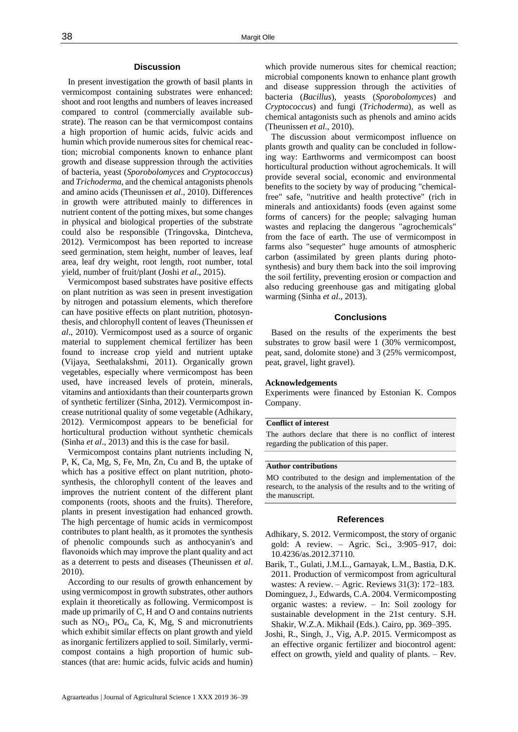## Discussion

In present investigation the growth of basil plants in vermicompost containing substrates were enhanced: shoot and root lengths and numbers of leaves increased compared to control (commercially available substrate). The reason can be that vermicompost contains a high proportion of humic acids, fulvic acids and humin which provide numerous sites for chemical reaction; microbial components known to enhance plant growth and disease suppression through the activities of bacteria, yeast (*Sporobolomyces* and *Cryptococcus*) and *Trichoderma*, and the chemical antagonists phenols and amino acids (Theunissen *et al*., 2010). Differences in growth were attributed mainly to differences in nutrient content of the potting mixes, but some changes in physical and biological properties of the substrate could also be responsible (Tringovska, Dintcheva, 2012). Vermicompost has been reported to increase seed germination, stem height, number of leaves, leaf area, leaf dry weight, root length, root number, total yield, number of fruit/plant (Joshi *et al*., 2015).

Vermicompost based substrates have positive effects on plant nutrition as was seen in present investigation by nitrogen and potassium elements, which therefore can have positive effects on plant nutrition, photosynthesis, and chlorophyll content of leaves (Theunissen *et al*., 2010). Vermicompost used as a source of organic material to supplement chemical fertilizer has been found to increase crop yield and nutrient uptake (Vijaya, Seethalakshmi, 2011). Organically grown vegetables, especially where vermicompost has been used, have increased levels of protein, minerals, vitamins and antioxidants than their counterparts grown of synthetic fertilizer (Sinha, 2012). Vermicompost increase nutritional quality of some vegetable (Adhikary, 2012). Vermicompost appears to be beneficial for horticultural production without synthetic chemicals (Sinha *et al*., 2013) and this is the case for basil.

Vermicompost contains plant nutrients including N, P, K, Ca, Mg, S, Fe, Mn, Zn, Cu and B, the uptake of which has a positive effect on plant nutrition, photosynthesis, the chlorophyll content of the leaves and improves the nutrient content of the different plant components (roots, shoots and the fruits). Therefore, plants in present investigation had enhanced growth. The high percentage of humic acids in vermicompost contributes to plant health, as it promotes the synthesis of phenolic compounds such as anthocyanin's and flavonoids which may improve the plant quality and act as a deterrent to pests and diseases (Theunissen *et al*. 2010).

According to our results of growth enhancement by using vermicompost in growth substrates, other authors explain it theoretically as following. Vermicompost is made up primarily of C, H and O and contains nutrients such as $NO_3$, $PO_4$, Ca, K, Mg, S and micronutrients which exhibit similar effects on plant growth and yield as inorganic fertilizers applied to soil. Similarly, vermicompost contains a high proportion of humic substances (that are: humic acids, fulvic acids and humin) which provide numerous sites for chemical reaction; microbial components known to enhance plant growth and disease suppression through the activities of bacteria (*Bacillus*), yeasts (*Sporobolomyces*) and *Cryptococcus*) and fungi (*Trichoderma*), as well as chemical antagonists such as phenols and amino acids (Theunissen *et al*., 2010).

The discussion about vermicompost influence on plants growth and quality can be concluded in following way: Earthworms and vermicompost can boost horticultural production without agrochemicals. It will provide several social, economic and environmental benefits to the society by way of producing "chemical-free" safe, "nutritive and health protective" (rich in minerals and antioxidants) foods (even against some forms of cancers) for the people; salvaging human wastes and replacing the dangerous "agrochemicals" from the face of earth. The use of vermicompost in farms also "sequester" huge amounts of atmospheric carbon (assimilated by green plants during photosynthesis) and bury them back into the soil improving the soil fertility, preventing erosion or compaction and also reducing greenhouse gas and mitigating global warming (Sinha *et al*., 2013).

## Conclusions

Based on the results of the experiments the best substrates to grow basil were 1 (30% vermicompost, peat, sand, dolomite stone) and 3 (25% vermicompost, peat, gravel, light gravel).

**Acknowledgements**

Experiments were financed by Estonian K. Compos Company.

**Conflict of interest**

The authors declare that there is no conflict of interest regarding the publication of this paper.

**Author contributions**

MO contributed to the design and implementation of the research, to the analysis of the results and to the writing of the manuscript.

## References

Adhikary, S. 2012. Vermicompost, the story of organic gold: A review. – Agric. Sci., 3:905–917, doi: 10.4236/as.2012.37110.

Barik, T., Gulati, J.M.L., Garnayak, L.M., Bastia, D.K. 2011. Production of vermicompost from agricultural wastes: A review. – Agric. Reviews 31(3): 172–183.

Dominguez, J., Edwards, C.A. 2004. Vermicomposting organic wastes: a review. – In: Soil zoology for sustainable development in the 21st century. S.H. Shakir, W.Z.A. Mikhail (Eds.). Cairo, pp. 369–395.

Joshi, R., Singh, J., Vig, A.P. 2015. Vermicompost as an effective organic fertilizer and biocontrol agent: effect on growth, yield and quality of plants. – Rev.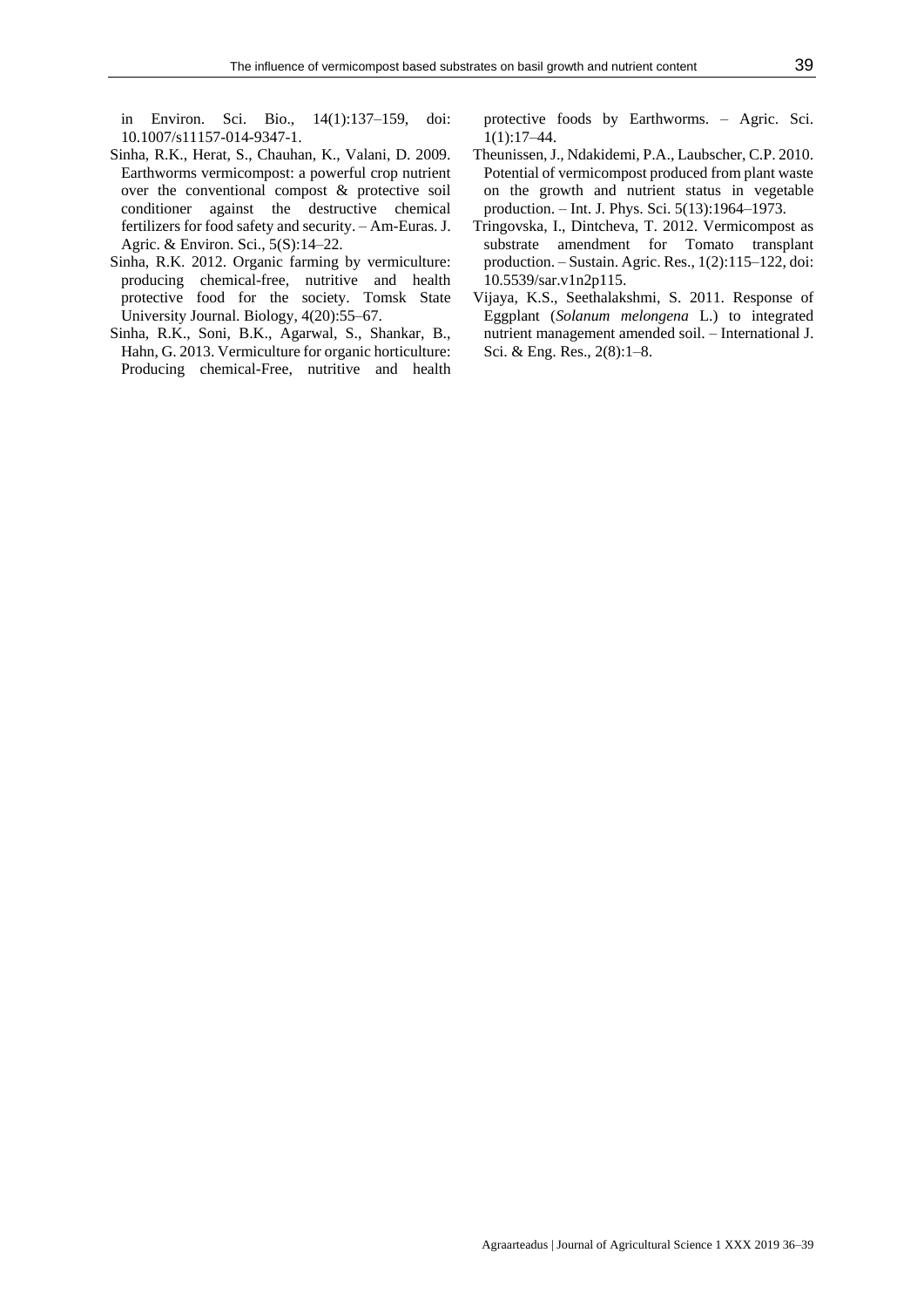in Environ. Sci. Bio., 14(1):137–159, doi: 10.1007/s11157-014-9347-1.

Sinha, R.K., Herat, S., Chauhan, K., Valani, D. 2009. Earthworms vermicompost: a powerful crop nutrient over the conventional compost & protective soil conditioner against the destructive chemical fertilizers for food safety and security. – Am-Euras. J. Agric. & Environ. Sci., 5(S):14–22.

Sinha, R.K. 2012. Organic farming by vermiculture: producing chemical-free, nutritive and health protective food for the society. Tomsk State University Journal. Biology, 4(20):55–67.

Sinha, R.K., Soni, B.K., Agarwal, S., Shankar, B., Hahn, G. 2013. Vermiculture for organic horticulture: Producing chemical-Free, nutritive and health protective foods by Earthworms. – Agric. Sci. 1(1):17–44.

Theunissen, J., Ndakidemi, P.A., Laubscher, C.P. 2010. Potential of vermicompost produced from plant waste on the growth and nutrient status in vegetable production. – Int. J. Phys. Sci. 5(13):1964–1973.

Tringovska, I., Dintcheva, T. 2012. Vermicompost as substrate amendment for Tomato transplant production. – Sustain. Agric. Res., 1(2):115–122, doi: 10.5539/sar.v1n2p115.

Vijaya, K.S., Seethalakshmi, S. 2011. Response of Eggplant (*Solanum melongena* L.) to integrated nutrient management amended soil. – International J. Sci. & Eng. Res., 2(8):1–8.